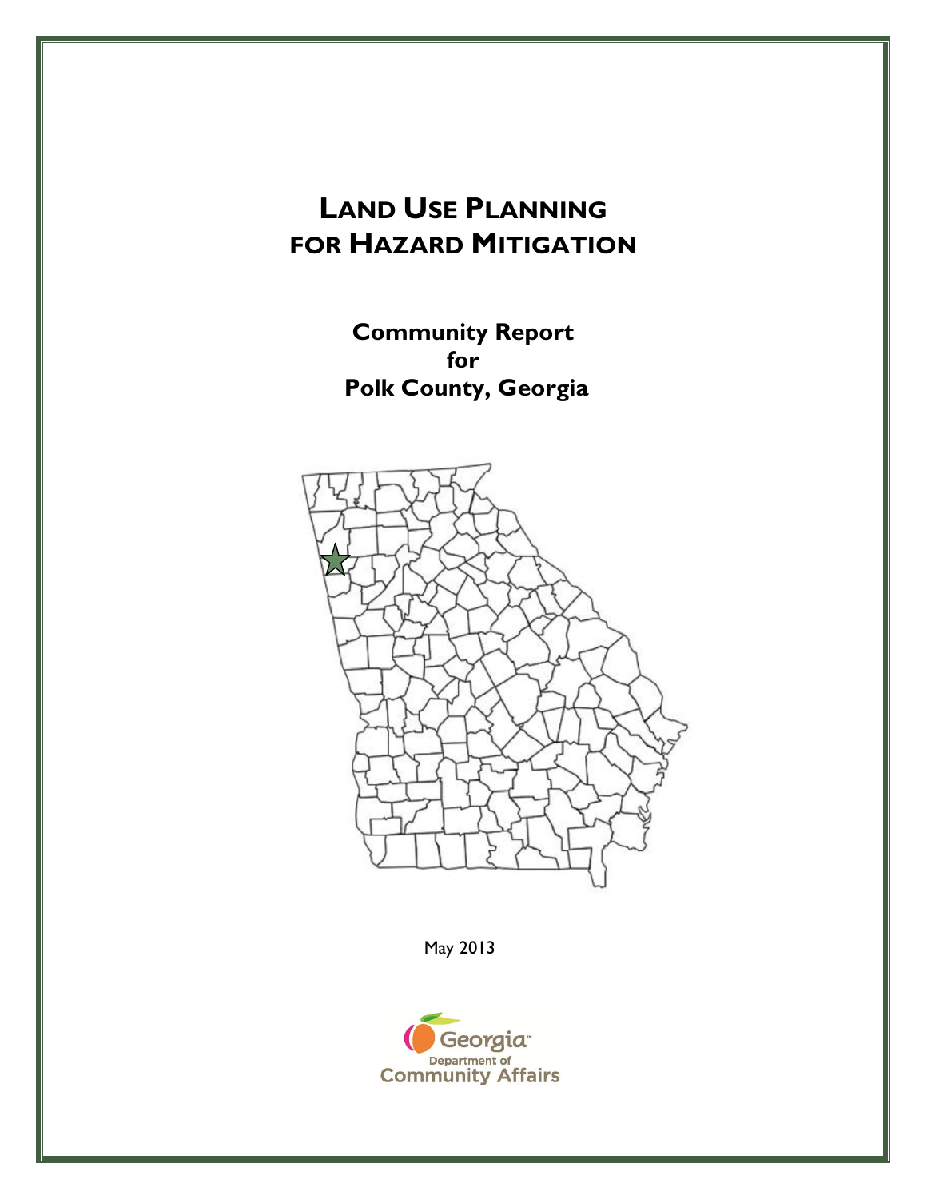# Land Use Planning for Hazard Mitigation

## Community Report for Polk County, Georgia

May 2013

Georgia Department of Community Affairs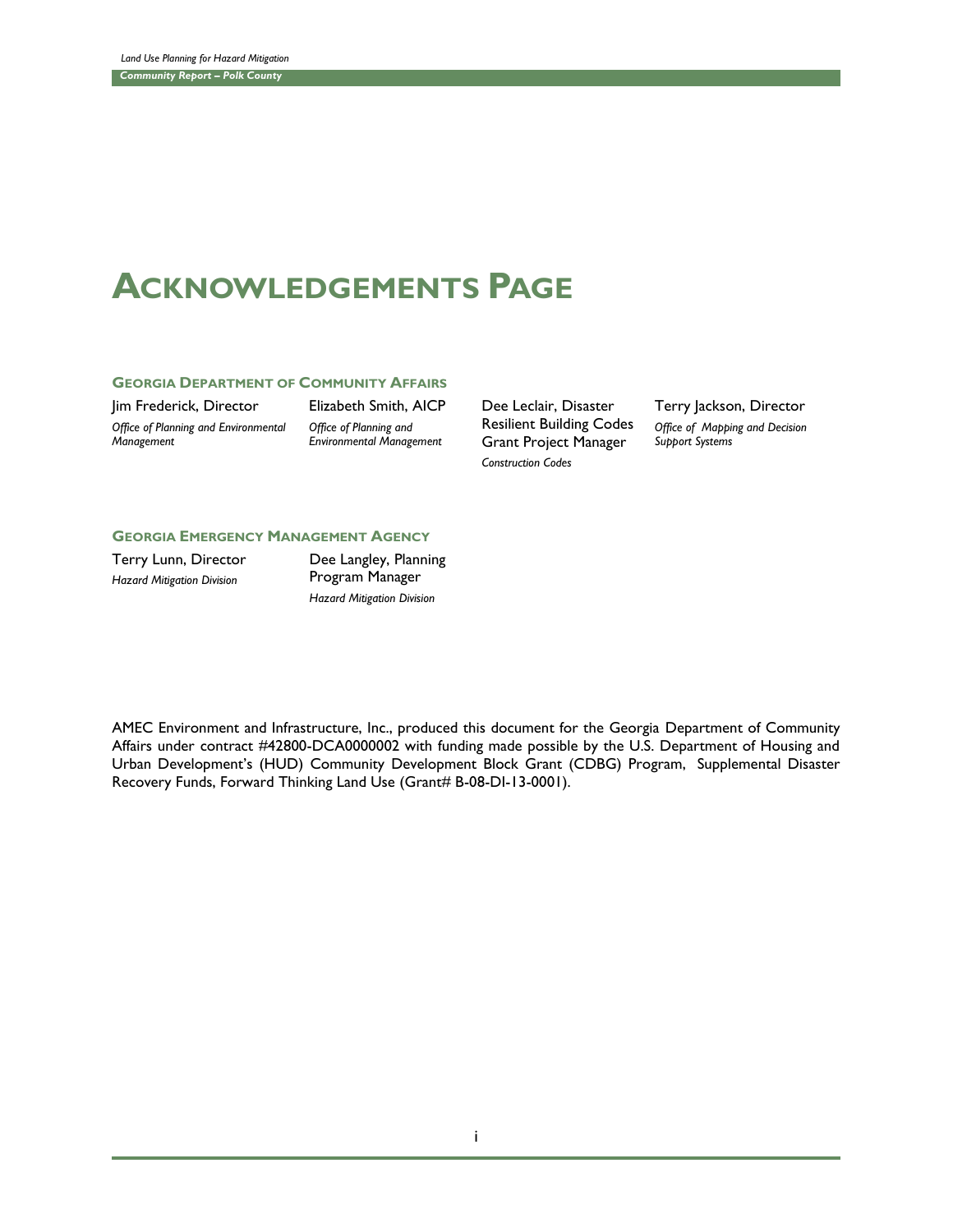# ACKNOWLEDGEMENTS PAGE

### GEORGIA DEPARTMENT OF COMMUNITY AFFAIRS

Jim Frederick, Director
*Office of Planning and Environmental Management*

Elizabeth Smith, AICP
*Office of Planning and Environmental Management*

Dee Leclair, Disaster Resilient Building Codes Grant Project Manager
*Construction Codes*

Terry Jackson, Director
*Office of Mapping and Decision Support Systems*

### GEORGIA EMERGENCY MANAGEMENT AGENCY

Terry Lunn, Director
*Hazard Mitigation Division*

Dee Langley, Planning Program Manager
*Hazard Mitigation Division*

AMEC Environment and Infrastructure, Inc., produced this document for the Georgia Department of Community Affairs under contract #42800-DCA0000002 with funding made possible by the U.S. Department of Housing and Urban Development's (HUD) Community Development Block Grant (CDBG) Program, Supplemental Disaster Recovery Funds, Forward Thinking Land Use (Grant# B-08-DI-13-0001).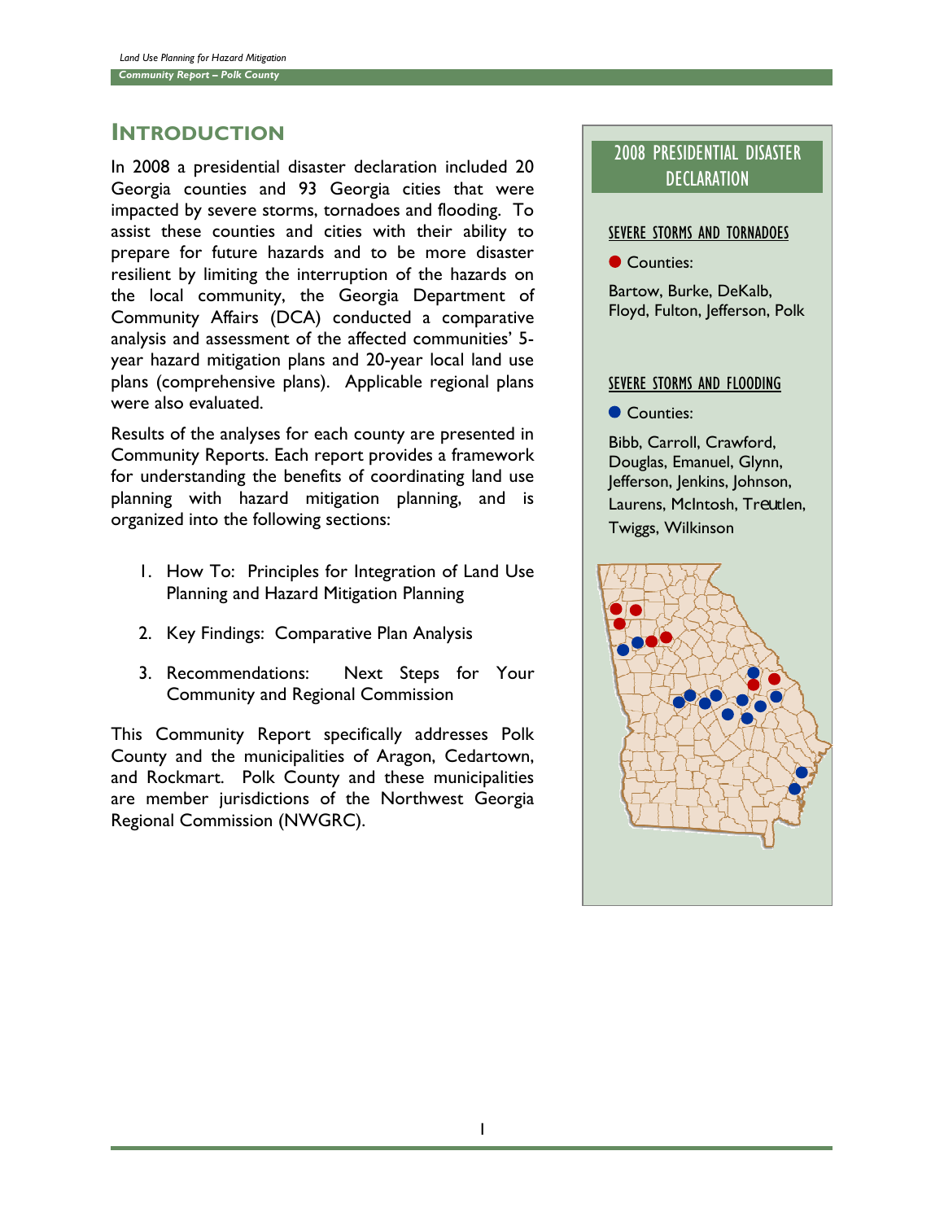## INTRODUCTION

In 2008 a presidential disaster declaration included 20 Georgia counties and 93 Georgia cities that were impacted by severe storms, tornadoes and flooding. To assist these counties and cities with their ability to prepare for future hazards and to be more disaster resilient by limiting the interruption of the hazards on the local community, the Georgia Department of Community Affairs (DCA) conducted a comparative analysis and assessment of the affected communities' 5-year hazard mitigation plans and 20-year local land use plans (comprehensive plans). Applicable regional plans were also evaluated.

Results of the analyses for each county are presented in Community Reports. Each report provides a framework for understanding the benefits of coordinating land use planning with hazard mitigation planning, and is organized into the following sections:

1. How To: Principles for Integration of Land Use Planning and Hazard Mitigation Planning
2. Key Findings: Comparative Plan Analysis
3. Recommendations: Next Steps for Your Community and Regional Commission

This Community Report specifically addresses Polk County and the municipalities of Aragon, Cedartown, and Rockmart. Polk County and these municipalities are member jurisdictions of the Northwest Georgia Regional Commission (NWGRC).

### 2008 PRESIDENTIAL DISASTER DECLARATION

SEVERE STORMS AND TORNADOES

● Counties:

Bartow, Burke, DeKalb, Floyd, Fulton, Jefferson, Polk

SEVERE STORMS AND FLOODING

● Counties:

Bibb, Carroll, Crawford, Douglas, Emanuel, Glynn, Jefferson, Jenkins, Johnson, Laurens, McIntosh, Treutlen, Twiggs, Wilkinson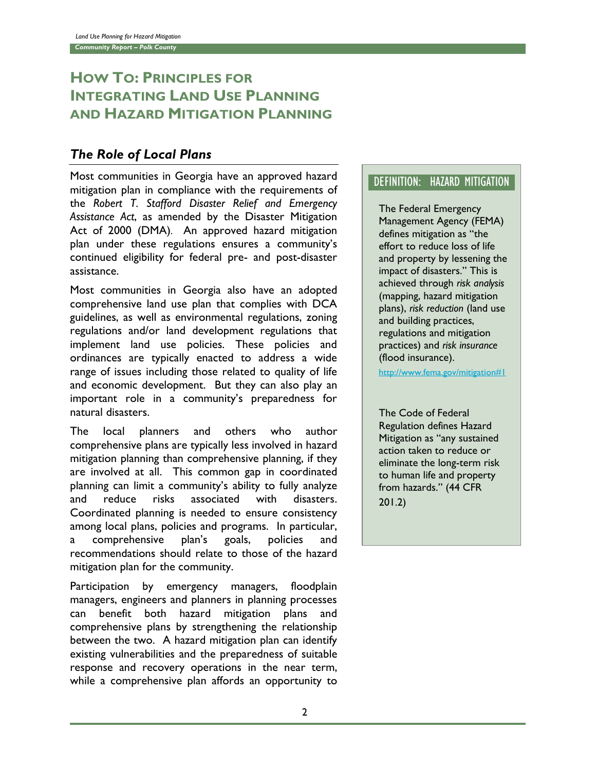# HOW TO: PRINCIPLES FOR INTEGRATING LAND USE PLANNING AND HAZARD MITIGATION PLANNING

## *The Role of Local Plans*

Most communities in Georgia have an approved hazard mitigation plan in compliance with the requirements of the *Robert T. Stafford Disaster Relief and Emergency Assistance Act*, as amended by the Disaster Mitigation Act of 2000 (DMA). An approved hazard mitigation plan under these regulations ensures a community's continued eligibility for federal pre- and post-disaster assistance.

Most communities in Georgia also have an adopted comprehensive land use plan that complies with DCA guidelines, as well as environmental regulations, zoning regulations and/or land development regulations that implement land use policies. These policies and ordinances are typically enacted to address a wide range of issues including those related to quality of life and economic development. But they can also play an important role in a community's preparedness for natural disasters.

The local planners and others who author comprehensive plans are typically less involved in hazard mitigation planning than comprehensive planning, if they are involved at all. This common gap in coordinated planning can limit a community's ability to fully analyze and reduce risks associated with disasters. Coordinated planning is needed to ensure consistency among local plans, policies and programs. In particular, a comprehensive plan's goals, policies and recommendations should relate to those of the hazard mitigation plan for the community.

Participation by emergency managers, floodplain managers, engineers and planners in planning processes can benefit both hazard mitigation plans and comprehensive plans by strengthening the relationship between the two. A hazard mitigation plan can identify existing vulnerabilities and the preparedness of suitable response and recovery operations in the near term, while a comprehensive plan affords an opportunity to

### DEFINITION: HAZARD MITIGATION

The Federal Emergency Management Agency (FEMA) defines mitigation as "the effort to reduce loss of life and property by lessening the impact of disasters." This is achieved through *risk analysis* (mapping, hazard mitigation plans), *risk reduction* (land use and building practices, regulations and mitigation practices) and *risk insurance* (flood insurance).

http://www.fema.gov/mitigation#1

The Code of Federal Regulation defines Hazard Mitigation as "any sustained action taken to reduce or eliminate the long-term risk to human life and property from hazards." (44 CFR 201.2)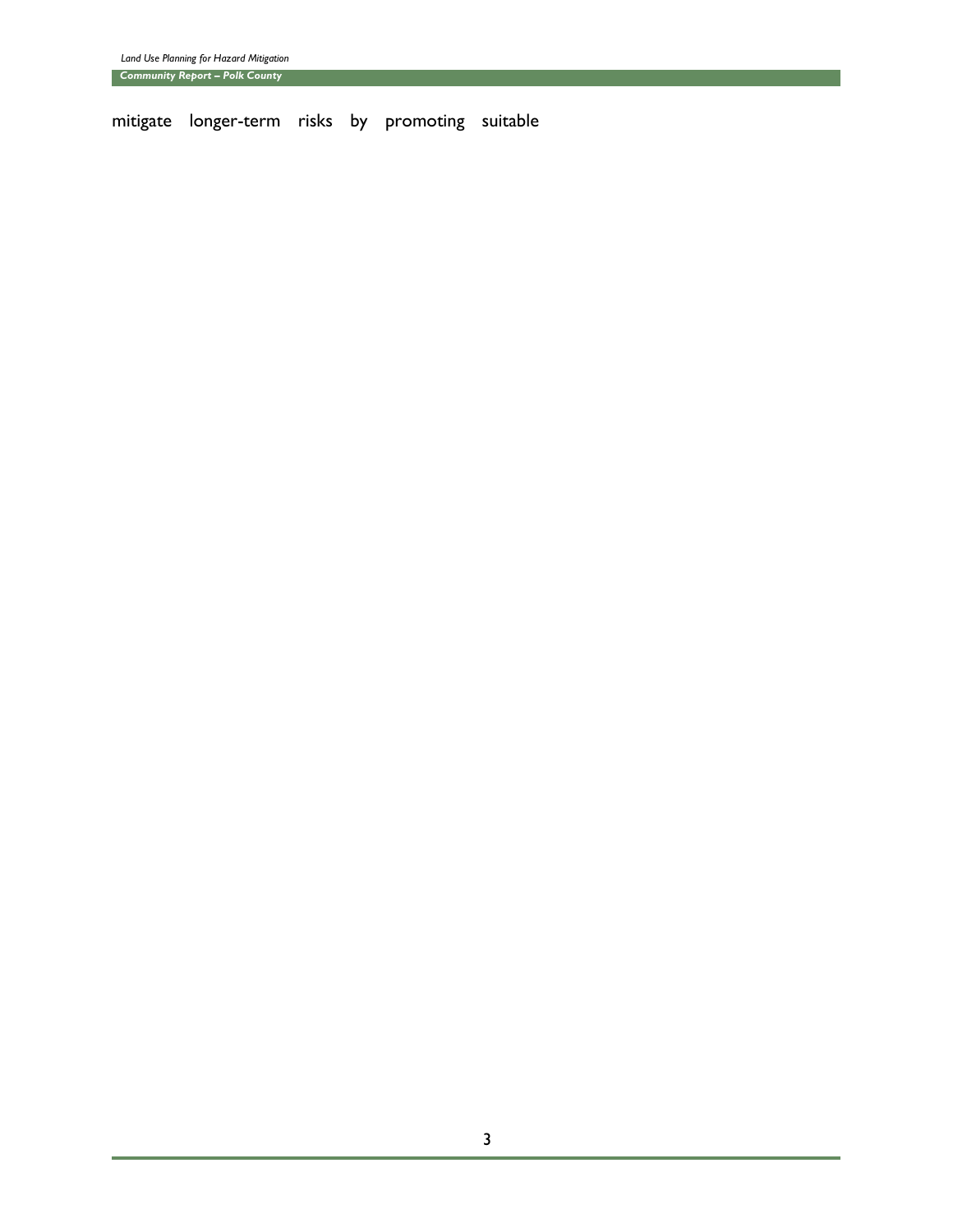mitigate longer-term risks by promoting suitable